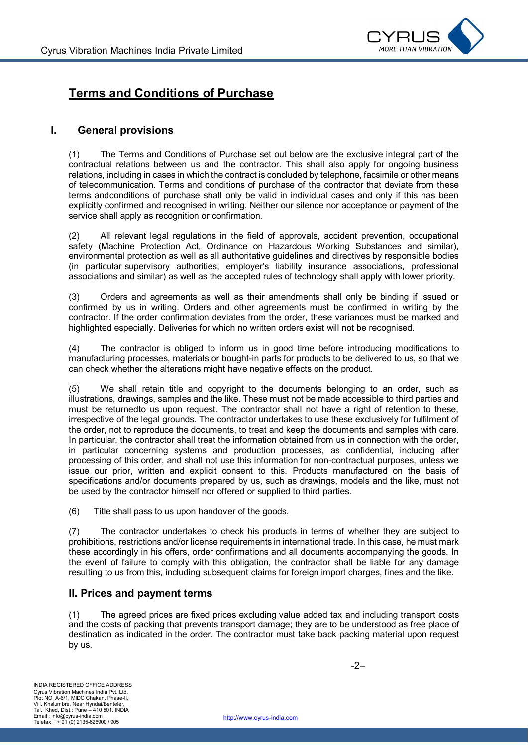# Terms and Conditions of Purchase

## I. General provisions

(1) The Terms and Conditions of Purchase set out below are the exclusive integral part of the contractual relations between us and the contractor. This shall also apply for ongoing business relations, including in cases in which the contract is concluded by telephone, facsimile or other means of telecommunication. Terms and conditions of purchase of the contractor that deviate from these terms andconditions of purchase shall only be valid in individual cases and only if this has been explicitly confirmed and recognised in writing. Neither our silence nor acceptance or payment of the service shall apply as recognition or confirmation.

(2) All relevant legal regulations in the field of approvals, accident prevention, occupational safety (Machine Protection Act, Ordinance on Hazardous Working Substances and similar), environmental protection as well as all authoritative guidelines and directives by responsible bodies (in particular supervisory authorities, employer's liability insurance associations, professional associations and similar) as well as the accepted rules of technology shall apply with lower priority.

(3) Orders and agreements as well as their amendments shall only be binding if issued or confirmed by us in writing. Orders and other agreements must be confirmed in writing by the contractor. If the order confirmation deviates from the order, these variances must be marked and highlighted especially. Deliveries for which no written orders exist will not be recognised.

(4) The contractor is obliged to inform us in good time before introducing modifications to manufacturing processes, materials or bought-in parts for products to be delivered to us, so that we can check whether the alterations might have negative effects on the product.

(5) We shall retain title and copyright to the documents belonging to an order, such as illustrations, drawings, samples and the like. These must not be made accessible to third parties and must be returnedto us upon request. The contractor shall not have a right of retention to these, irrespective of the legal grounds. The contractor undertakes to use these exclusively for fulfilment of the order, not to reproduce the documents, to treat and keep the documents and samples with care. In particular, the contractor shall treat the information obtained from us in connection with the order, in particular concerning systems and production processes, as confidential, including after processing of this order, and shall not use this information for non-contractual purposes, unless we issue our prior, written and explicit consent to this. Products manufactured on the basis of specifications and/or documents prepared by us, such as drawings, models and the like, must not be used by the contractor himself nor offered or supplied to third parties.

(6) Title shall pass to us upon handover of the goods.

(7) The contractor undertakes to check his products in terms of whether they are subject to prohibitions, restrictions and/or license requirements in international trade. In this case, he must mark these accordingly in his offers, order confirmations and all documents accompanying the goods. In the event of failure to comply with this obligation, the contractor shall be liable for any damage resulting to us from this, including subsequent claims for foreign import charges, fines and the like.

## II. Prices and payment terms

(1) The agreed prices are fixed prices excluding value added tax and including transport costs and the costs of packing that prevents transport damage; they are to be understood as free place of destination as indicated in the order. The contractor must take back packing material upon request by us.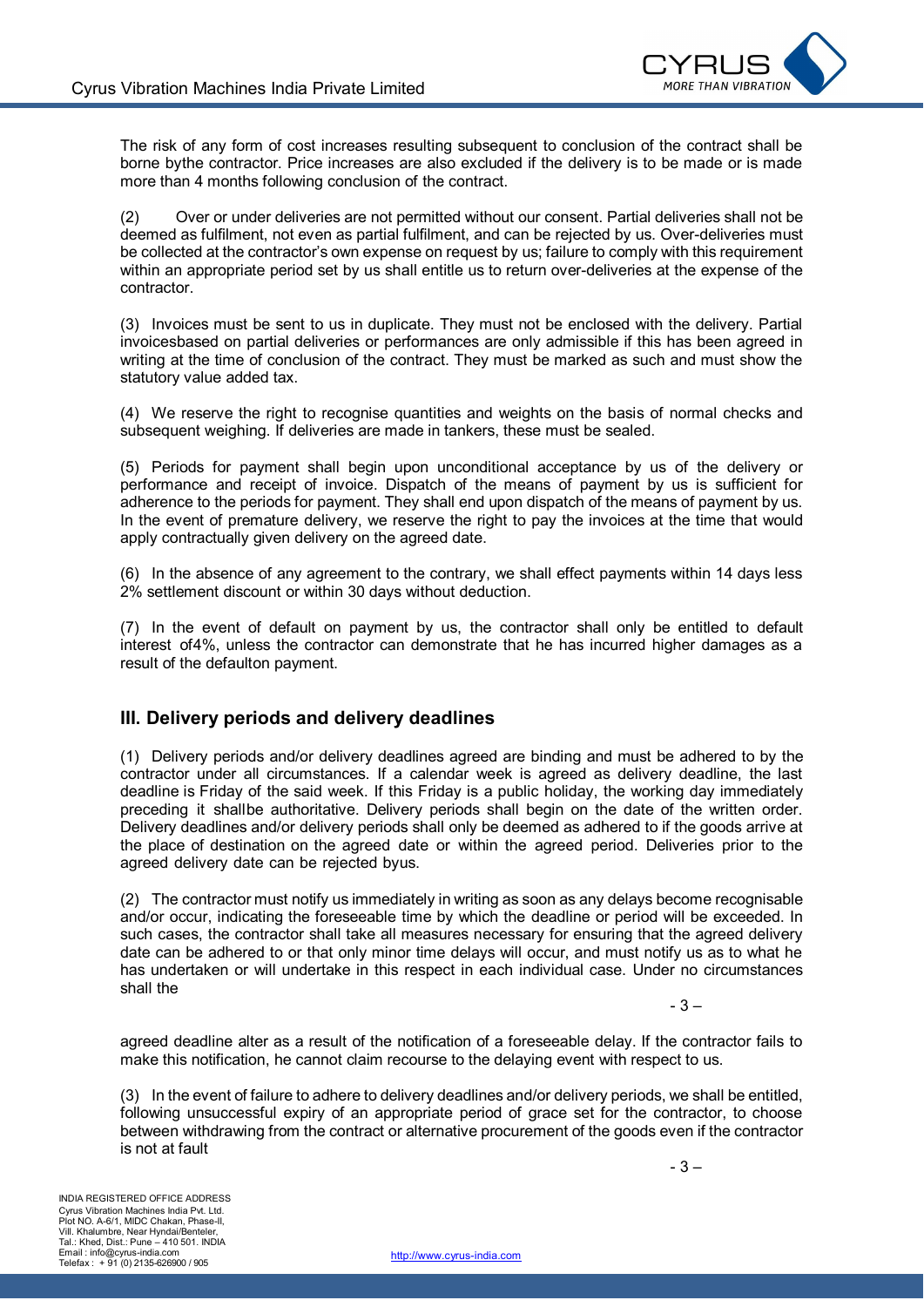The risk of any form of cost increases resulting subsequent to conclusion of the contract shall be borne bythe contractor. Price increases are also excluded if the delivery is to be made or is made more than 4 months following conclusion of the contract.

(2) Over or under deliveries are not permitted without our consent. Partial deliveries shall not be deemed as fulfilment, not even as partial fulfilment, and can be rejected by us. Over-deliveries must be collected at the contractor's own expense on request by us; failure to comply with this requirement within an appropriate period set by us shall entitle us to return over-deliveries at the expense of the contractor.

(3) Invoices must be sent to us in duplicate. They must not be enclosed with the delivery. Partial invoicesbased on partial deliveries or performances are only admissible if this has been agreed in writing at the time of conclusion of the contract. They must be marked as such and must show the statutory value added tax.

(4) We reserve the right to recognise quantities and weights on the basis of normal checks and subsequent weighing. If deliveries are made in tankers, these must be sealed.

(5) Periods for payment shall begin upon unconditional acceptance by us of the delivery or performance and receipt of invoice. Dispatch of the means of payment by us is sufficient for adherence to the periods for payment. They shall end upon dispatch of the means of payment by us. In the event of premature delivery, we reserve the right to pay the invoices at the time that would apply contractually given delivery on the agreed date.

(6) In the absence of any agreement to the contrary, we shall effect payments within 14 days less 2% settlement discount or within 30 days without deduction.

(7) In the event of default on payment by us, the contractor shall only be entitled to default interest of4%, unless the contractor can demonstrate that he has incurred higher damages as a result of the defaulton payment.

## III. Delivery periods and delivery deadlines

(1) Delivery periods and/or delivery deadlines agreed are binding and must be adhered to by the contractor under all circumstances. If a calendar week is agreed as delivery deadline, the last deadline is Friday of the said week. If this Friday is a public holiday, the working day immediately preceding it shallbe authoritative. Delivery periods shall begin on the date of the written order. Delivery deadlines and/or delivery periods shall only be deemed as adhered to if the goods arrive at the place of destination on the agreed date or within the agreed period. Deliveries prior to the agreed delivery date can be rejected byus.

(2) The contractor must notify us immediately in writing as soon as any delays become recognisable and/or occur, indicating the foreseeable time by which the deadline or period will be exceeded. In such cases, the contractor shall take all measures necessary for ensuring that the agreed delivery date can be adhered to or that only minor time delays will occur, and must notify us as to what he has undertaken or will undertake in this respect in each individual case. Under no circumstances shall the agreed deadline alter as a result of the notification of a foreseeable delay. If the contractor fails to make this notification, he cannot claim recourse to the delaying event with respect to us.

(3) In the event of failure to adhere to delivery deadlines and/or delivery periods, we shall be entitled, following unsuccessful expiry of an appropriate period of grace set for the contractor, to choose between withdrawing from the contract or alternative procurement of the goods even if the contractor is not at fault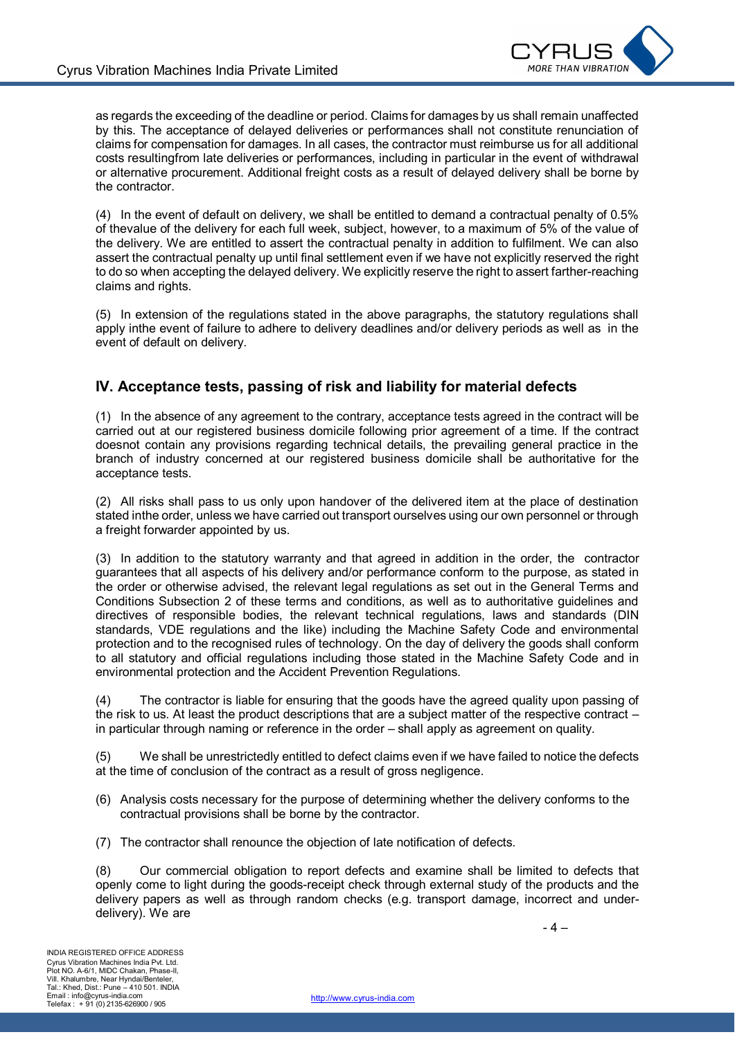as regards the exceeding of the deadline or period. Claims for damages by us shall remain unaffected by this. The acceptance of delayed deliveries or performances shall not constitute renunciation of claims for compensation for damages. In all cases, the contractor must reimburse us for all additional costs resultingfrom late deliveries or performances, including in particular in the event of withdrawal or alternative procurement. Additional freight costs as a result of delayed delivery shall be borne by the contractor.

(4) In the event of default on delivery, we shall be entitled to demand a contractual penalty of 0.5% of thevalue of the delivery for each full week, subject, however, to a maximum of 5% of the value of the delivery. We are entitled to assert the contractual penalty in addition to fulfilment. We can also assert the contractual penalty up until final settlement even if we have not explicitly reserved the right to do so when accepting the delayed delivery. We explicitly reserve the right to assert farther-reaching claims and rights.

(5) In extension of the regulations stated in the above paragraphs, the statutory regulations shall apply inthe event of failure to adhere to delivery deadlines and/or delivery periods as well as in the event of default on delivery.

## IV. Acceptance tests, passing of risk and liability for material defects

(1) In the absence of any agreement to the contrary, acceptance tests agreed in the contract will be carried out at our registered business domicile following prior agreement of a time. If the contract doesnot contain any provisions regarding technical details, the prevailing general practice in the branch of industry concerned at our registered business domicile shall be authoritative for the acceptance tests.

(2) All risks shall pass to us only upon handover of the delivered item at the place of destination stated inthe order, unless we have carried out transport ourselves using our own personnel or through a freight forwarder appointed by us.

(3) In addition to the statutory warranty and that agreed in addition in the order, the contractor guarantees that all aspects of his delivery and/or performance conform to the purpose, as stated in the order or otherwise advised, the relevant legal regulations as set out in the General Terms and Conditions Subsection 2 of these terms and conditions, as well as to authoritative guidelines and directives of responsible bodies, the relevant technical regulations, laws and standards (DIN standards, VDE regulations and the like) including the Machine Safety Code and environmental protection and to the recognised rules of technology. On the day of delivery the goods shall conform to all statutory and official regulations including those stated in the Machine Safety Code and in environmental protection and the Accident Prevention Regulations.

(4) The contractor is liable for ensuring that the goods have the agreed quality upon passing of the risk to us. At least the product descriptions that are a subject matter of the respective contract – in particular through naming or reference in the order – shall apply as agreement on quality.

(5) We shall be unrestrictedly entitled to defect claims even if we have failed to notice the defects at the time of conclusion of the contract as a result of gross negligence.

(6) Analysis costs necessary for the purpose of determining whether the delivery conforms to the contractual provisions shall be borne by the contractor.

(7) The contractor shall renounce the objection of late notification of defects.

(8) Our commercial obligation to report defects and examine shall be limited to defects that openly come to light during the goods-receipt check through external study of the products and the delivery papers as well as through random checks (e.g. transport damage, incorrect and under-delivery). We are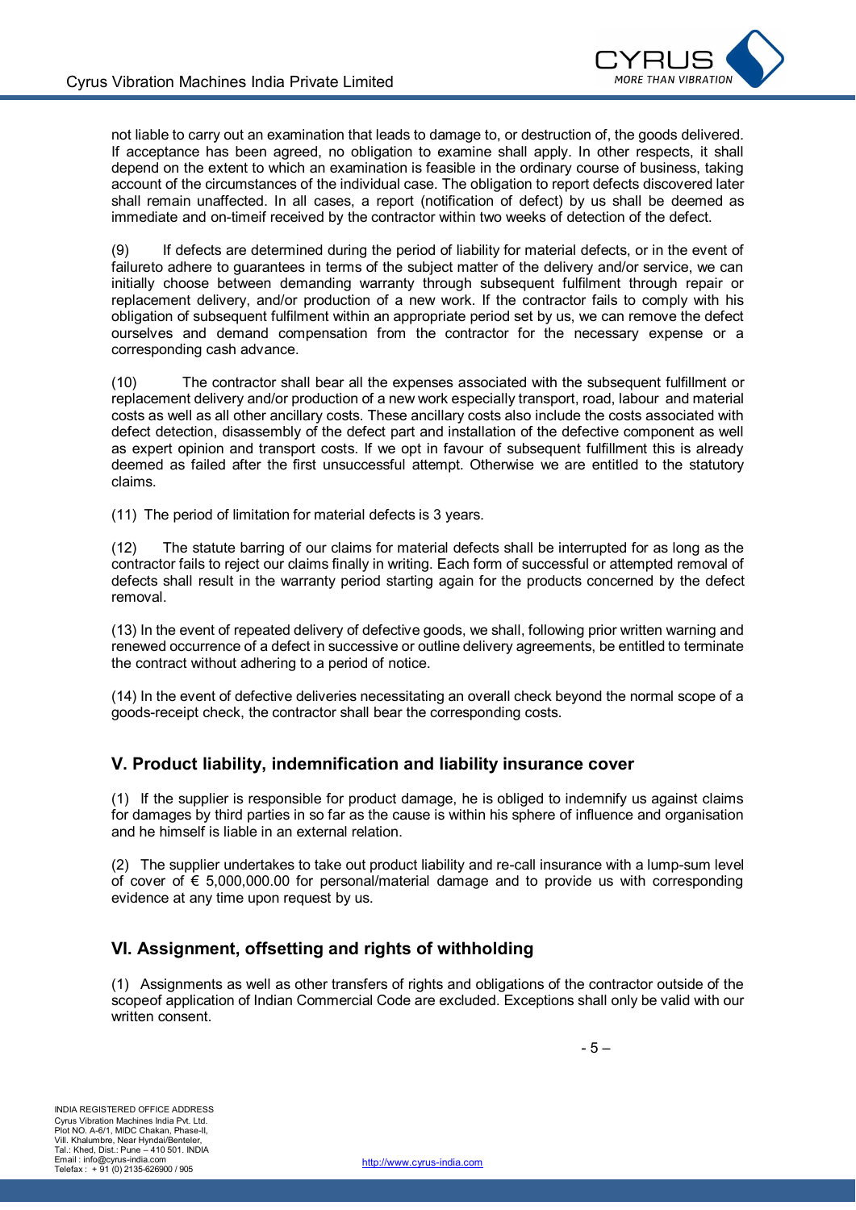not liable to carry out an examination that leads to damage to, or destruction of, the goods delivered. If acceptance has been agreed, no obligation to examine shall apply. In other respects, it shall depend on the extent to which an examination is feasible in the ordinary course of business, taking account of the circumstances of the individual case. The obligation to report defects discovered later shall remain unaffected. In all cases, a report (notification of defect) by us shall be deemed as immediate and on-timeif received by the contractor within two weeks of detection of the defect.

(9) If defects are determined during the period of liability for material defects, or in the event of failureto adhere to guarantees in terms of the subject matter of the delivery and/or service, we can initially choose between demanding warranty through subsequent fulfilment through repair or replacement delivery, and/or production of a new work. If the contractor fails to comply with his obligation of subsequent fulfilment within an appropriate period set by us, we can remove the defect ourselves and demand compensation from the contractor for the necessary expense or a corresponding cash advance.

(10) The contractor shall bear all the expenses associated with the subsequent fulfillment or replacement delivery and/or production of a new work especially transport, road, labour and material costs as well as all other ancillary costs. These ancillary costs also include the costs associated with defect detection, disassembly of the defect part and installation of the defective component as well as expert opinion and transport costs. If we opt in favour of subsequent fulfillment this is already deemed as failed after the first unsuccessful attempt. Otherwise we are entitled to the statutory claims.

(11) The period of limitation for material defects is 3 years.

(12) The statute barring of our claims for material defects shall be interrupted for as long as the contractor fails to reject our claims finally in writing. Each form of successful or attempted removal of defects shall result in the warranty period starting again for the products concerned by the defect removal.

(13) In the event of repeated delivery of defective goods, we shall, following prior written warning and renewed occurrence of a defect in successive or outline delivery agreements, be entitled to terminate the contract without adhering to a period of notice.

(14) In the event of defective deliveries necessitating an overall check beyond the normal scope of a goods-receipt check, the contractor shall bear the corresponding costs.

## V. Product liability, indemnification and liability insurance cover

(1) If the supplier is responsible for product damage, he is obliged to indemnify us against claims for damages by third parties in so far as the cause is within his sphere of influence and organisation and he himself is liable in an external relation.

(2) The supplier undertakes to take out product liability and re-call insurance with a lump-sum level of cover of € 5,000,000.00 for personal/material damage and to provide us with corresponding evidence at any time upon request by us.

## VI. Assignment, offsetting and rights of withholding

(1) Assignments as well as other transfers of rights and obligations of the contractor outside of the scopeof application of Indian Commercial Code are excluded. Exceptions shall only be valid with our written consent.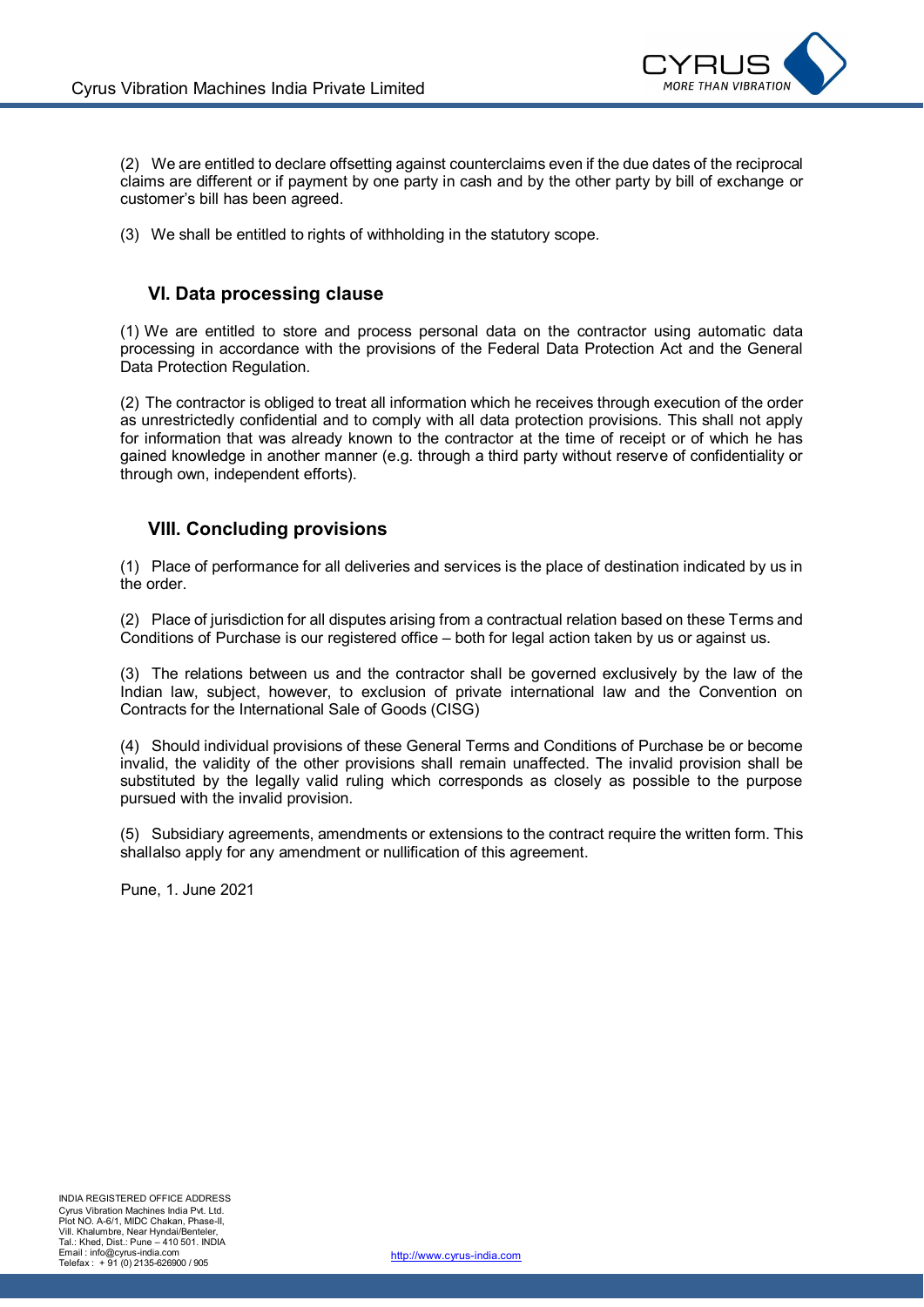(2) We are entitled to declare offsetting against counterclaims even if the due dates of the reciprocal claims are different or if payment by one party in cash and by the other party by bill of exchange or customer's bill has been agreed.

(3) We shall be entitled to rights of withholding in the statutory scope.

## VI. Data processing clause

(1) We are entitled to store and process personal data on the contractor using automatic data processing in accordance with the provisions of the Federal Data Protection Act and the General Data Protection Regulation.

(2) The contractor is obliged to treat all information which he receives through execution of the order as unrestrictedly confidential and to comply with all data protection provisions. This shall not apply for information that was already known to the contractor at the time of receipt or of which he has gained knowledge in another manner (e.g. through a third party without reserve of confidentiality or through own, independent efforts).

## VIII. Concluding provisions

(1) Place of performance for all deliveries and services is the place of destination indicated by us in the order.

(2) Place of jurisdiction for all disputes arising from a contractual relation based on these Terms and Conditions of Purchase is our registered office – both for legal action taken by us or against us.

(3) The relations between us and the contractor shall be governed exclusively by the law of the Indian law, subject, however, to exclusion of private international law and the Convention on Contracts for the International Sale of Goods (CISG)

(4) Should individual provisions of these General Terms and Conditions of Purchase be or become invalid, the validity of the other provisions shall remain unaffected. The invalid provision shall be substituted by the legally valid ruling which corresponds as closely as possible to the purpose pursued with the invalid provision.

(5) Subsidiary agreements, amendments or extensions to the contract require the written form. This shallalso apply for any amendment or nullification of this agreement.

Pune, 1. June 2021

INDIA REGISTERED OFFICE ADDRESS
Cyrus Vibration Machines India Pvt. Ltd.
Plot NO. A-6/1, MIDC Chakan, Phase-II,
Vill. Khalumbre, Near Hyndai/Benteler,
Tal.: Khed, Dist.: Pune – 410 501. INDIA
Email : info@cyrus-india.com
Telefax : + 91 (0) 2135-626900 / 905

http://www.cyrus-india.com